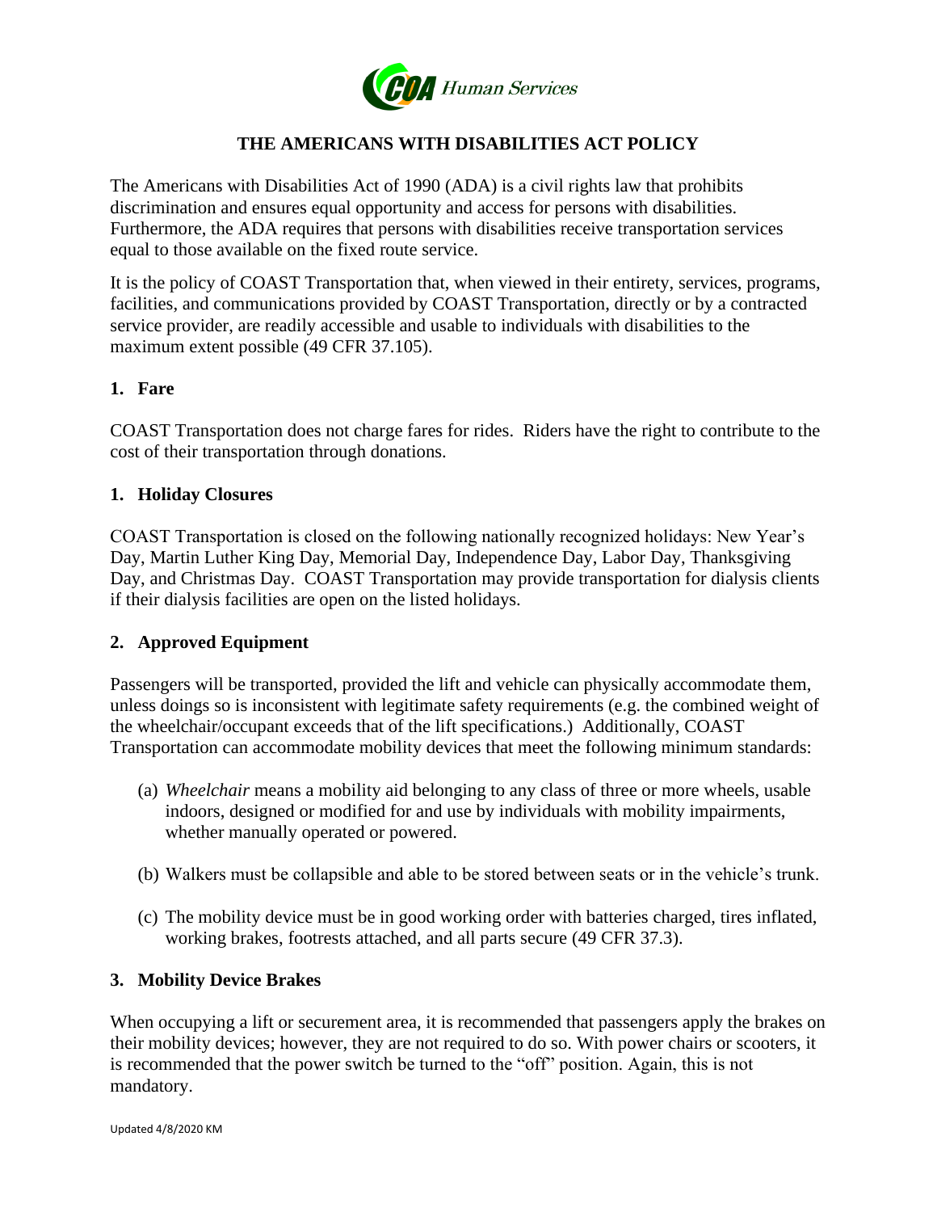COA Human Services

# THE AMERICANS WITH DISABILITIES ACT POLICY

The Americans with Disabilities Act of 1990 (ADA) is a civil rights law that prohibits discrimination and ensures equal opportunity and access for persons with disabilities. Furthermore, the ADA requires that persons with disabilities receive transportation services equal to those available on the fixed route service.

It is the policy of COAST Transportation that, when viewed in their entirety, services, programs, facilities, and communications provided by COAST Transportation, directly or by a contracted service provider, are readily accessible and usable to individuals with disabilities to the maximum extent possible (49 CFR 37.105).

## 1. Fare

COAST Transportation does not charge fares for rides. Riders have the right to contribute to the cost of their transportation through donations.

## 1. Holiday Closures

COAST Transportation is closed on the following nationally recognized holidays: New Year's Day, Martin Luther King Day, Memorial Day, Independence Day, Labor Day, Thanksgiving Day, and Christmas Day. COAST Transportation may provide transportation for dialysis clients if their dialysis facilities are open on the listed holidays.

## 2. Approved Equipment

Passengers will be transported, provided the lift and vehicle can physically accommodate them, unless doings so is inconsistent with legitimate safety requirements (e.g. the combined weight of the wheelchair/occupant exceeds that of the lift specifications.) Additionally, COAST Transportation can accommodate mobility devices that meet the following minimum standards:

(a) *Wheelchair* means a mobility aid belonging to any class of three or more wheels, usable indoors, designed or modified for and use by individuals with mobility impairments, whether manually operated or powered.

(b) Walkers must be collapsible and able to be stored between seats or in the vehicle's trunk.

(c) The mobility device must be in good working order with batteries charged, tires inflated, working brakes, footrests attached, and all parts secure (49 CFR 37.3).

## 3. Mobility Device Brakes

When occupying a lift or securement area, it is recommended that passengers apply the brakes on their mobility devices; however, they are not required to do so. With power chairs or scooters, it is recommended that the power switch be turned to the "off" position. Again, this is not mandatory.

Updated 4/8/2020 KM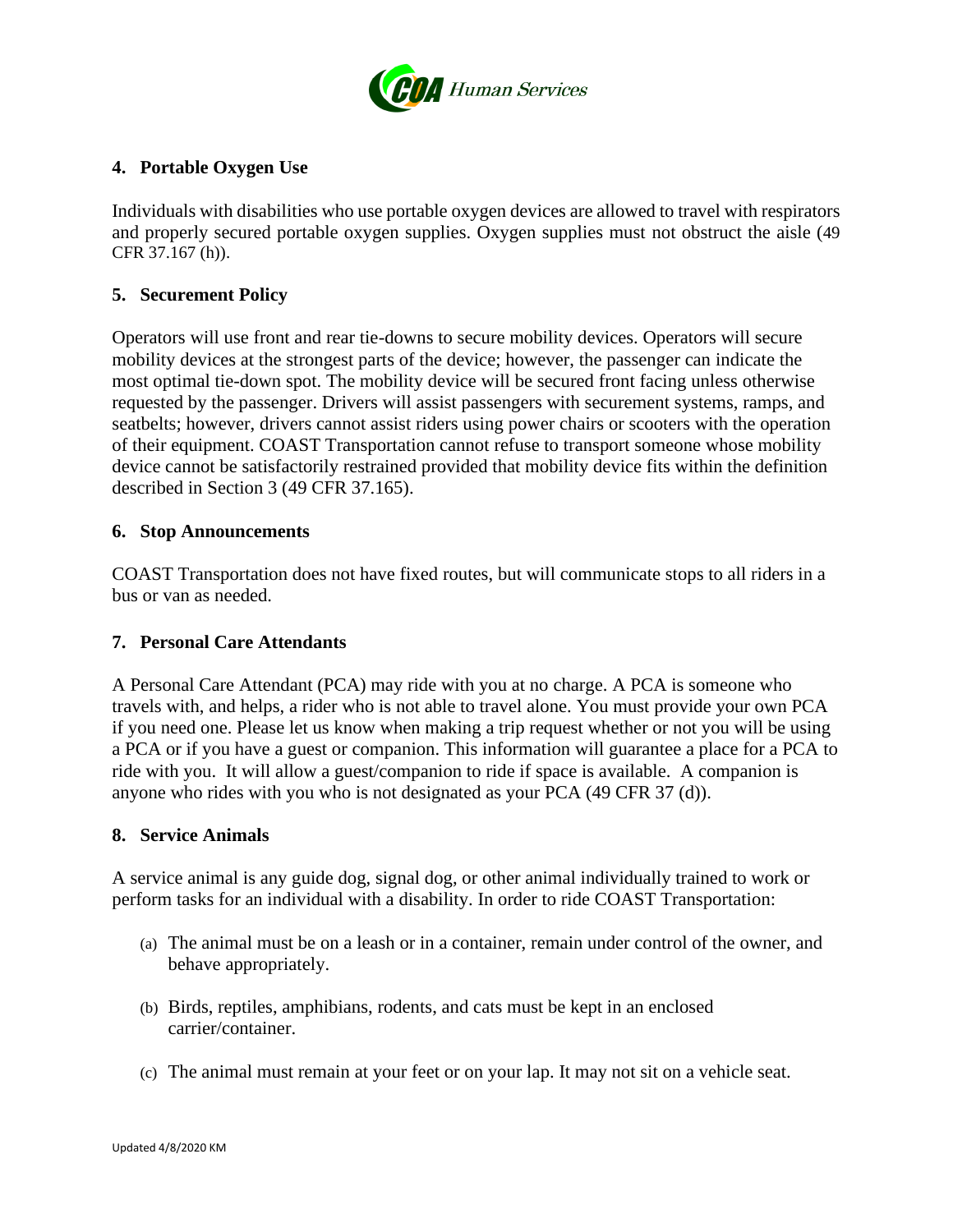## 4. Portable Oxygen Use

Individuals with disabilities who use portable oxygen devices are allowed to travel with respirators and properly secured portable oxygen supplies. Oxygen supplies must not obstruct the aisle (49 CFR 37.167 (h)).

## 5. Securement Policy

Operators will use front and rear tie-downs to secure mobility devices. Operators will secure mobility devices at the strongest parts of the device; however, the passenger can indicate the most optimal tie-down spot. The mobility device will be secured front facing unless otherwise requested by the passenger. Drivers will assist passengers with securement systems, ramps, and seatbelts; however, drivers cannot assist riders using power chairs or scooters with the operation of their equipment. COAST Transportation cannot refuse to transport someone whose mobility device cannot be satisfactorily restrained provided that mobility device fits within the definition described in Section 3 (49 CFR 37.165).

## 6. Stop Announcements

COAST Transportation does not have fixed routes, but will communicate stops to all riders in a bus or van as needed.

## 7. Personal Care Attendants

A Personal Care Attendant (PCA) may ride with you at no charge. A PCA is someone who travels with, and helps, a rider who is not able to travel alone. You must provide your own PCA if you need one. Please let us know when making a trip request whether or not you will be using a PCA or if you have a guest or companion. This information will guarantee a place for a PCA to ride with you. It will allow a guest/companion to ride if space is available. A companion is anyone who rides with you who is not designated as your PCA (49 CFR 37 (d)).

## 8. Service Animals

A service animal is any guide dog, signal dog, or other animal individually trained to work or perform tasks for an individual with a disability. In order to ride COAST Transportation:

(a) The animal must be on a leash or in a container, remain under control of the owner, and behave appropriately.

(b) Birds, reptiles, amphibians, rodents, and cats must be kept in an enclosed carrier/container.

(c) The animal must remain at your feet or on your lap. It may not sit on a vehicle seat.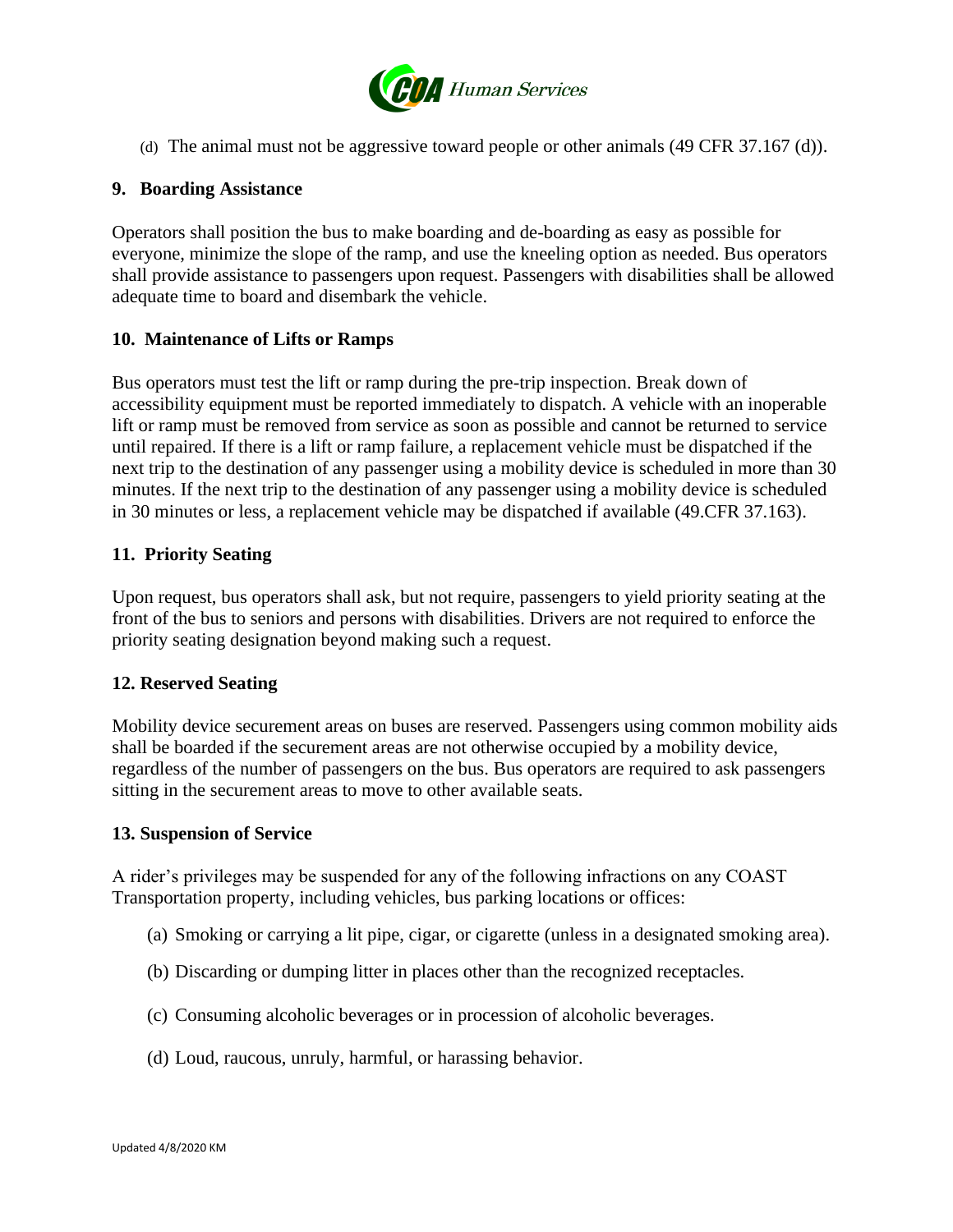(d) The animal must not be aggressive toward people or other animals (49 CFR 37.167 (d)).

### 9. Boarding Assistance

Operators shall position the bus to make boarding and de-boarding as easy as possible for everyone, minimize the slope of the ramp, and use the kneeling option as needed. Bus operators shall provide assistance to passengers upon request. Passengers with disabilities shall be allowed adequate time to board and disembark the vehicle.

### 10. Maintenance of Lifts or Ramps

Bus operators must test the lift or ramp during the pre-trip inspection. Break down of accessibility equipment must be reported immediately to dispatch. A vehicle with an inoperable lift or ramp must be removed from service as soon as possible and cannot be returned to service until repaired. If there is a lift or ramp failure, a replacement vehicle must be dispatched if the next trip to the destination of any passenger using a mobility device is scheduled in more than 30 minutes. If the next trip to the destination of any passenger using a mobility device is scheduled in 30 minutes or less, a replacement vehicle may be dispatched if available (49.CFR 37.163).

### 11. Priority Seating

Upon request, bus operators shall ask, but not require, passengers to yield priority seating at the front of the bus to seniors and persons with disabilities. Drivers are not required to enforce the priority seating designation beyond making such a request.

### 12. Reserved Seating

Mobility device securement areas on buses are reserved. Passengers using common mobility aids shall be boarded if the securement areas are not otherwise occupied by a mobility device, regardless of the number of passengers on the bus. Bus operators are required to ask passengers sitting in the securement areas to move to other available seats.

### 13. Suspension of Service

A rider's privileges may be suspended for any of the following infractions on any COAST Transportation property, including vehicles, bus parking locations or offices:

(a) Smoking or carrying a lit pipe, cigar, or cigarette (unless in a designated smoking area).

(b) Discarding or dumping litter in places other than the recognized receptacles.

(c) Consuming alcoholic beverages or in procession of alcoholic beverages.

(d) Loud, raucous, unruly, harmful, or harassing behavior.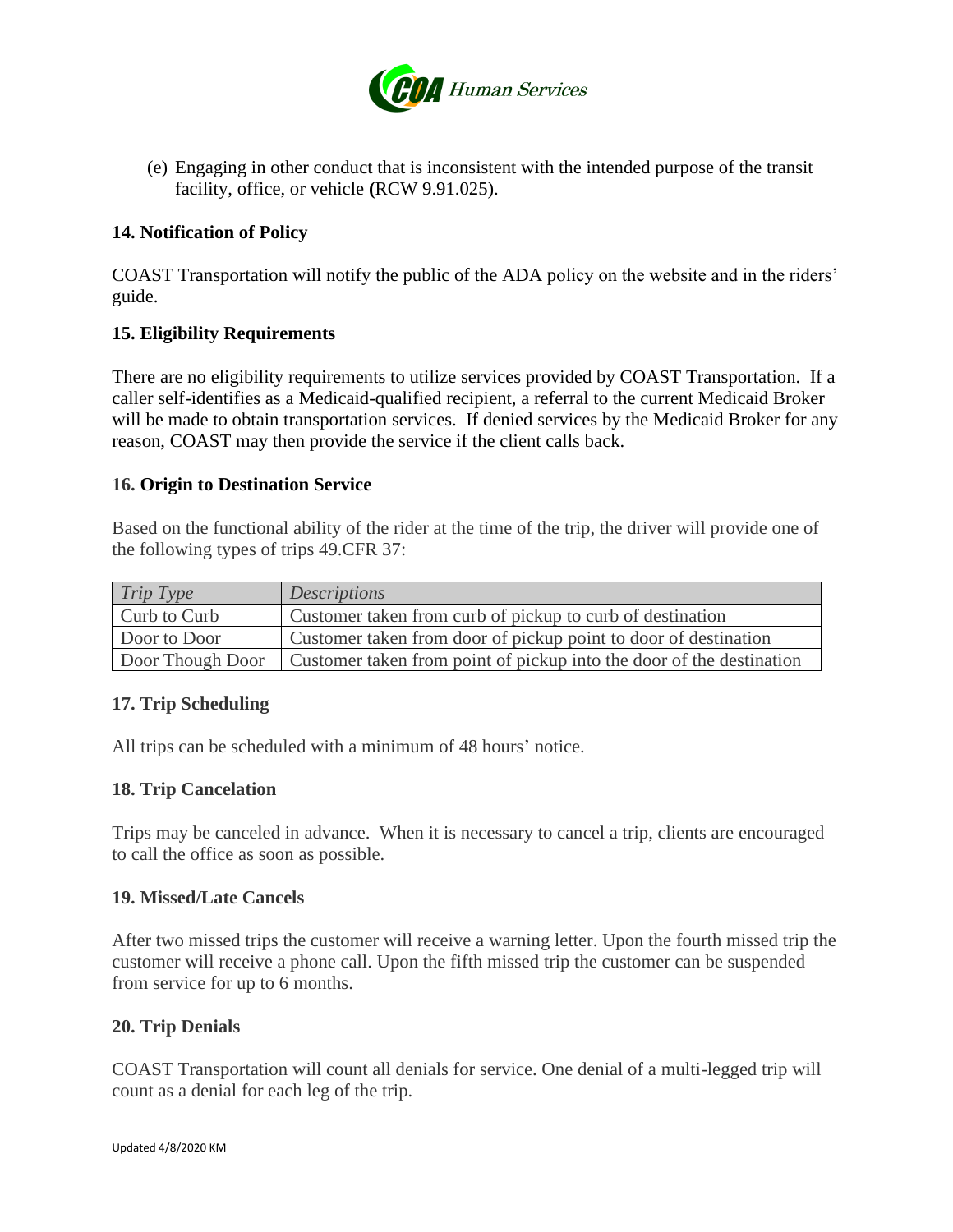(e) Engaging in other conduct that is inconsistent with the intended purpose of the transit facility, office, or vehicle (RCW 9.91.025).

**14. Notification of Policy**

COAST Transportation will notify the public of the ADA policy on the website and in the riders' guide.

**15. Eligibility Requirements**

There are no eligibility requirements to utilize services provided by COAST Transportation. If a caller self-identifies as a Medicaid-qualified recipient, a referral to the current Medicaid Broker will be made to obtain transportation services. If denied services by the Medicaid Broker for any reason, COAST may then provide the service if the client calls back.

**16. Origin to Destination Service**

Based on the functional ability of the rider at the time of the trip, the driver will provide one of the following types of trips 49.CFR 37:

| *Trip Type* | *Descriptions* |
|---|---|
| Curb to Curb | Customer taken from curb of pickup to curb of destination |
| Door to Door | Customer taken from door of pickup point to door of destination |
| Door Though Door | Customer taken from point of pickup into the door of the destination |

**17. Trip Scheduling**

All trips can be scheduled with a minimum of 48 hours' notice.

**18. Trip Cancelation**

Trips may be canceled in advance. When it is necessary to cancel a trip, clients are encouraged to call the office as soon as possible.

**19. Missed/Late Cancels**

After two missed trips the customer will receive a warning letter. Upon the fourth missed trip the customer will receive a phone call. Upon the fifth missed trip the customer can be suspended from service for up to 6 months.

**20. Trip Denials**

COAST Transportation will count all denials for service. One denial of a multi-legged trip will count as a denial for each leg of the trip.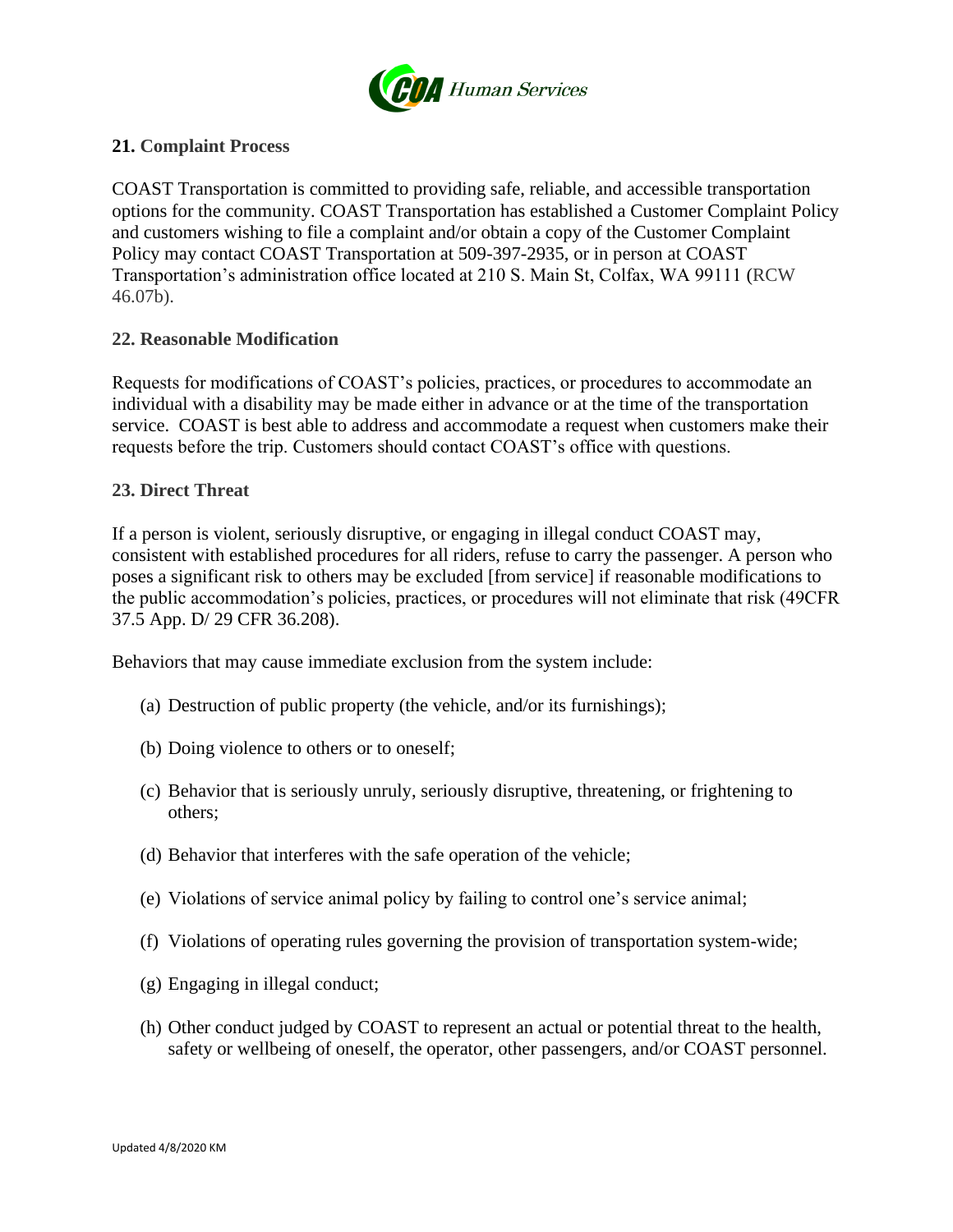## 21. Complaint Process

COAST Transportation is committed to providing safe, reliable, and accessible transportation options for the community. COAST Transportation has established a Customer Complaint Policy and customers wishing to file a complaint and/or obtain a copy of the Customer Complaint Policy may contact COAST Transportation at 509-397-2935, or in person at COAST Transportation's administration office located at 210 S. Main St, Colfax, WA 99111 (RCW 46.07b).

## 22. Reasonable Modification

Requests for modifications of COAST's policies, practices, or procedures to accommodate an individual with a disability may be made either in advance or at the time of the transportation service. COAST is best able to address and accommodate a request when customers make their requests before the trip. Customers should contact COAST's office with questions.

## 23. Direct Threat

If a person is violent, seriously disruptive, or engaging in illegal conduct COAST may, consistent with established procedures for all riders, refuse to carry the passenger. A person who poses a significant risk to others may be excluded [from service] if reasonable modifications to the public accommodation's policies, practices, or procedures will not eliminate that risk (49CFR 37.5 App. D/ 29 CFR 36.208).

Behaviors that may cause immediate exclusion from the system include:

(a) Destruction of public property (the vehicle, and/or its furnishings);

(b) Doing violence to others or to oneself;

(c) Behavior that is seriously unruly, seriously disruptive, threatening, or frightening to others;

(d) Behavior that interferes with the safe operation of the vehicle;

(e) Violations of service animal policy by failing to control one's service animal;

(f) Violations of operating rules governing the provision of transportation system-wide;

(g) Engaging in illegal conduct;

(h) Other conduct judged by COAST to represent an actual or potential threat to the health, safety or wellbeing of oneself, the operator, other passengers, and/or COAST personnel.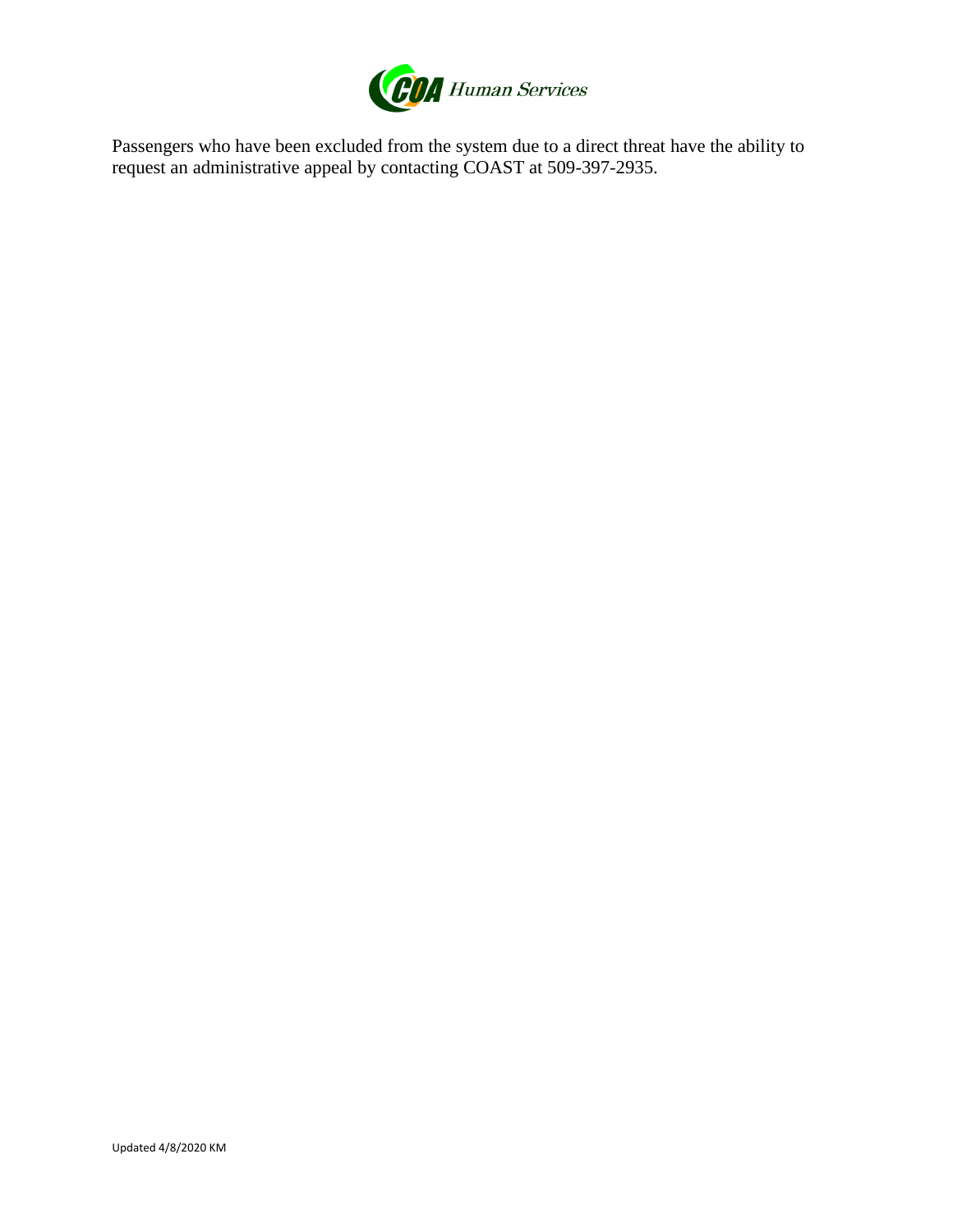Passengers who have been excluded from the system due to a direct threat have the ability to request an administrative appeal by contacting COAST at 509-397-2935.